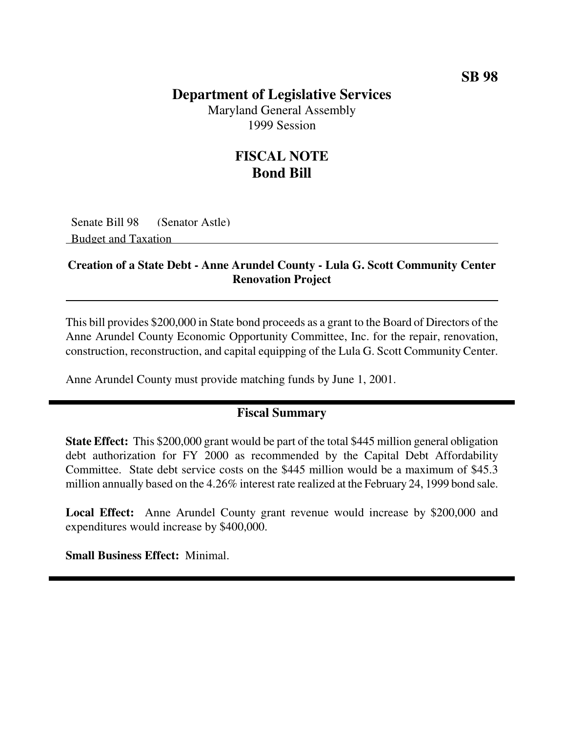**SB 98**

# Department of Legislative Services

Maryland General Assembly
1999 Session

## FISCAL NOTE
## Bond Bill

Senate Bill 98 (Senator Astle)
Budget and Taxation

### Creation of a State Debt - Anne Arundel County - Lula G. Scott Community Center Renovation Project

This bill provides $200,000 in State bond proceeds as a grant to the Board of Directors of the Anne Arundel County Economic Opportunity Committee, Inc. for the repair, renovation, construction, reconstruction, and capital equipping of the Lula G. Scott Community Center.

Anne Arundel County must provide matching funds by June 1, 2001.

### Fiscal Summary

**State Effect:** This $200,000 grant would be part of the total $445 million general obligation debt authorization for FY 2000 as recommended by the Capital Debt Affordability Committee. State debt service costs on the $445 million would be a maximum of $45.3 million annually based on the 4.26% interest rate realized at the February 24, 1999 bond sale.

**Local Effect:** Anne Arundel County grant revenue would increase by $200,000 and expenditures would increase by $400,000.

**Small Business Effect:** Minimal.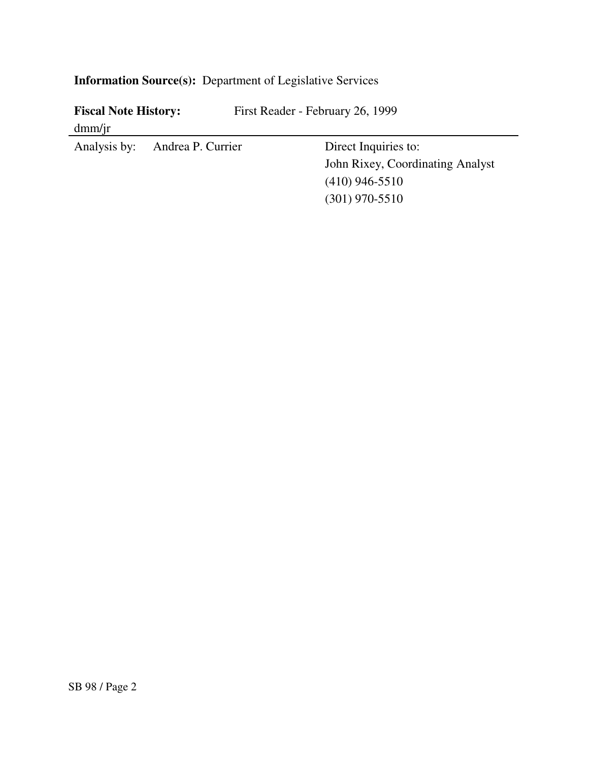**Information Source(s):** Department of Legislative Services

**Fiscal Note History:** First Reader - February 26, 1999

dmm/jr

Analysis by: Andrea P. Currier

Direct Inquiries to:
John Rixey, Coordinating Analyst
(410) 946-5510
(301) 970-5510